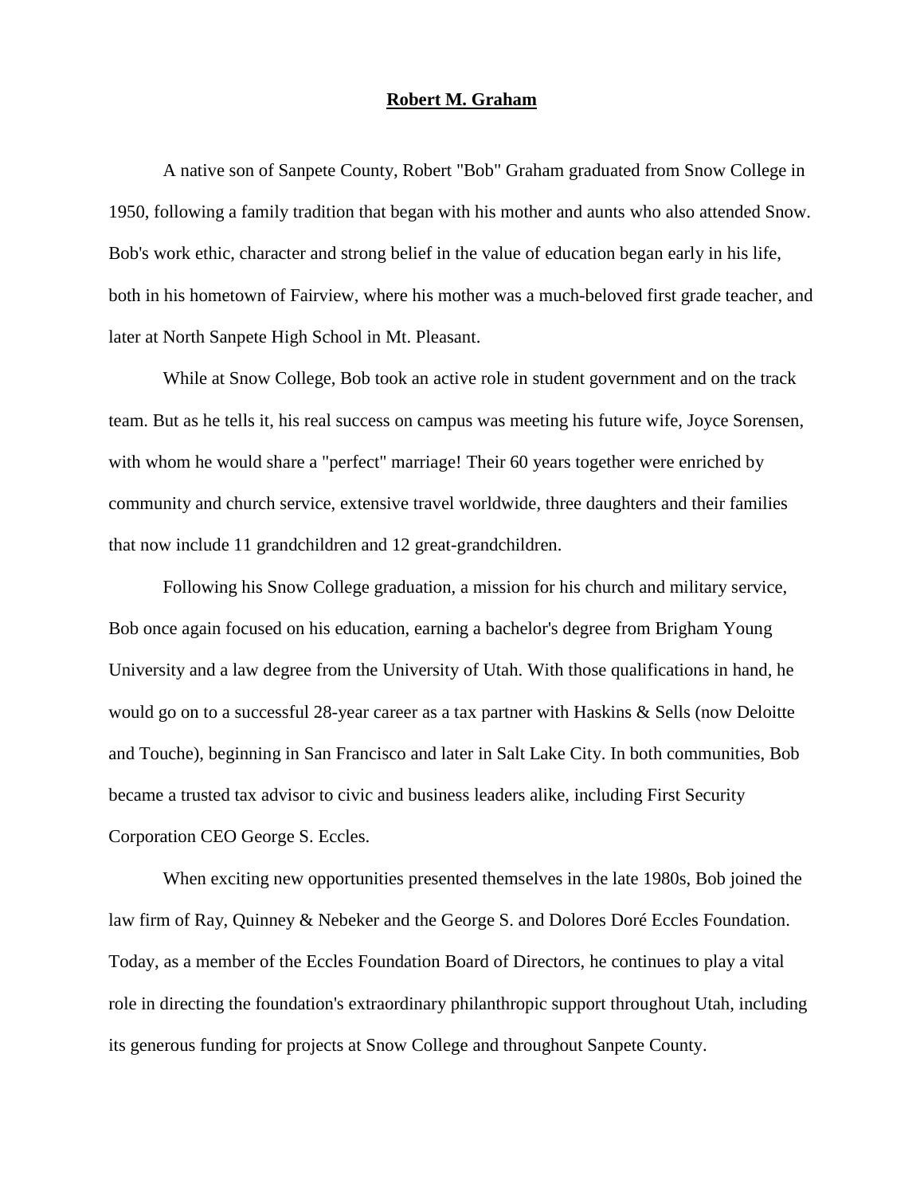# **Robert M. Graham**

A native son of Sanpete County, Robert "Bob" Graham graduated from Snow College in 1950, following a family tradition that began with his mother and aunts who also attended Snow. Bob's work ethic, character and strong belief in the value of education began early in his life, both in his hometown of Fairview, where his mother was a much-beloved first grade teacher, and later at North Sanpete High School in Mt. Pleasant.

While at Snow College, Bob took an active role in student government and on the track team. But as he tells it, his real success on campus was meeting his future wife, Joyce Sorensen, with whom he would share a "perfect" marriage! Their 60 years together were enriched by community and church service, extensive travel worldwide, three daughters and their families that now include 11 grandchildren and 12 great-grandchildren.

Following his Snow College graduation, a mission for his church and military service, Bob once again focused on his education, earning a bachelor's degree from Brigham Young University and a law degree from the University of Utah. With those qualifications in hand, he would go on to a successful 28-year career as a tax partner with Haskins & Sells (now Deloitte and Touche), beginning in San Francisco and later in Salt Lake City. In both communities, Bob became a trusted tax advisor to civic and business leaders alike, including First Security Corporation CEO George S. Eccles.

When exciting new opportunities presented themselves in the late 1980s, Bob joined the law firm of Ray, Quinney & Nebeker and the George S. and Dolores Doré Eccles Foundation. Today, as a member of the Eccles Foundation Board of Directors, he continues to play a vital role in directing the foundation's extraordinary philanthropic support throughout Utah, including its generous funding for projects at Snow College and throughout Sanpete County.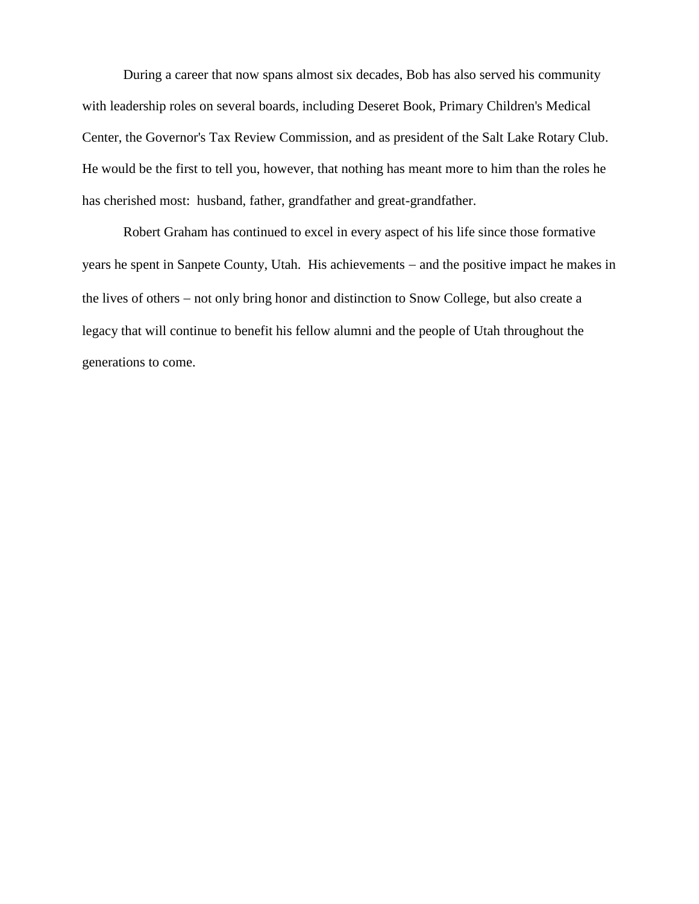During a career that now spans almost six decades, Bob has also served his community with leadership roles on several boards, including Deseret Book, Primary Children's Medical Center, the Governor's Tax Review Commission, and as president of the Salt Lake Rotary Club. He would be the first to tell you, however, that nothing has meant more to him than the roles he has cherished most: husband, father, grandfather and great-grandfather.

Robert Graham has continued to excel in every aspect of his life since those formative years he spent in Sanpete County, Utah. His achievements – and the positive impact he makes in the lives of others – not only bring honor and distinction to Snow College, but also create a legacy that will continue to benefit his fellow alumni and the people of Utah throughout the generations to come.